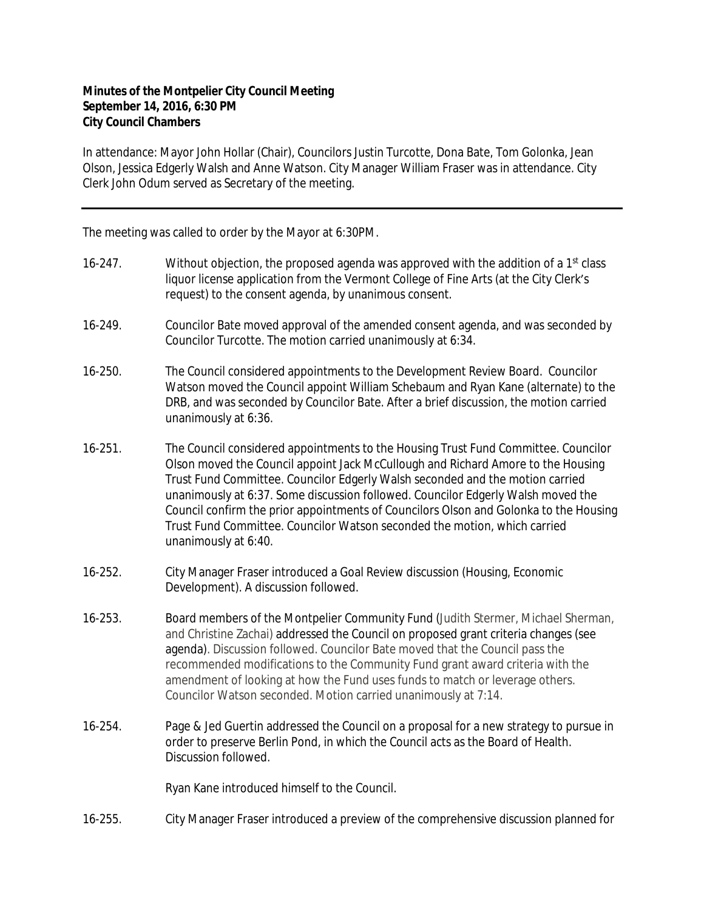**Minutes of the Montpelier City Council Meeting**
**September 14, 2016, 6:30 PM**
**City Council Chambers**

In attendance: Mayor John Hollar (Chair), Councilors Justin Turcotte, Dona Bate, Tom Golonka, Jean Olson, Jessica Edgerly Walsh and Anne Watson. City Manager William Fraser was in attendance. City Clerk John Odum served as Secretary of the meeting.

---

The meeting was called to order by the Mayor at 6:30PM.

16-247. Without objection, the proposed agenda was approved with the addition of a 1st class liquor license application from the Vermont College of Fine Arts (at the City Clerk's request) to the consent agenda, by unanimous consent.

16-249. Councilor Bate moved approval of the amended consent agenda, and was seconded by Councilor Turcotte. The motion carried unanimously at 6:34.

16-250. The Council considered appointments to the Development Review Board. Councilor Watson moved the Council appoint William Schebaum and Ryan Kane (alternate) to the DRB, and was seconded by Councilor Bate. After a brief discussion, the motion carried unanimously at 6:36.

16-251. The Council considered appointments to the Housing Trust Fund Committee. Councilor Olson moved the Council appoint Jack McCullough and Richard Amore to the Housing Trust Fund Committee. Councilor Edgerly Walsh seconded and the motion carried unanimously at 6:37. Some discussion followed. Councilor Edgerly Walsh moved the Council confirm the prior appointments of Councilors Olson and Golonka to the Housing Trust Fund Committee. Councilor Watson seconded the motion, which carried unanimously at 6:40.

16-252. City Manager Fraser introduced a Goal Review discussion (Housing, Economic Development). A discussion followed.

16-253. Board members of the Montpelier Community Fund (Judith Stermer, Michael Sherman, and Christine Zachai) addressed the Council on proposed grant criteria changes (see agenda). Discussion followed. Councilor Bate moved that the Council pass the recommended modifications to the Community Fund grant award criteria with the amendment of looking at how the Fund uses funds to match or leverage others. Councilor Watson seconded. Motion carried unanimously at 7:14.

16-254. Page & Jed Guertin addressed the Council on a proposal for a new strategy to pursue in order to preserve Berlin Pond, in which the Council acts as the Board of Health. Discussion followed.

Ryan Kane introduced himself to the Council.

16-255. City Manager Fraser introduced a preview of the comprehensive discussion planned for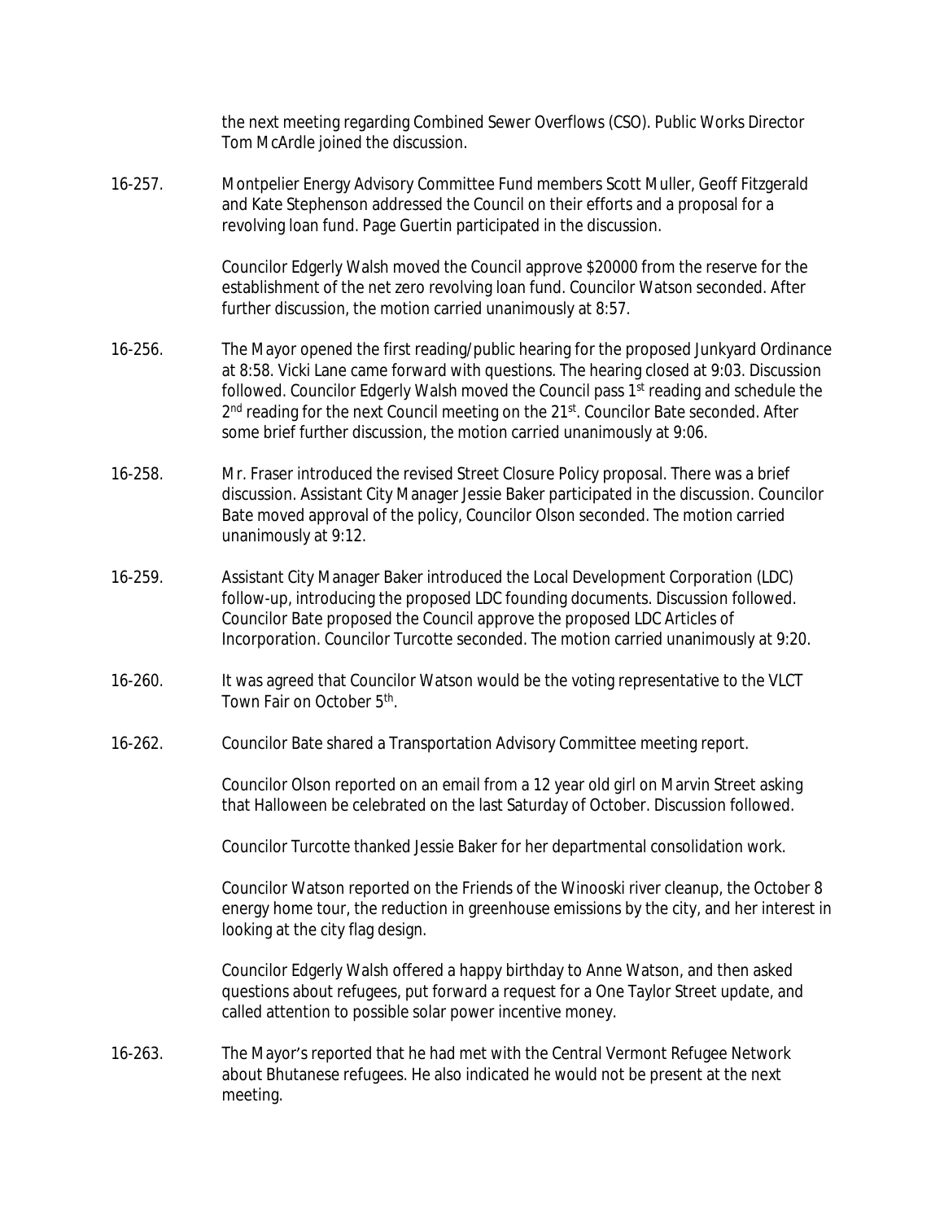the next meeting regarding Combined Sewer Overflows (CSO). Public Works Director Tom McArdle joined the discussion.

16-257. Montpelier Energy Advisory Committee Fund members Scott Muller, Geoff Fitzgerald and Kate Stephenson addressed the Council on their efforts and a proposal for a revolving loan fund. Page Guertin participated in the discussion.

Councilor Edgerly Walsh moved the Council approve $20000 from the reserve for the establishment of the net zero revolving loan fund. Councilor Watson seconded. After further discussion, the motion carried unanimously at 8:57.

16-256. The Mayor opened the first reading/public hearing for the proposed Junkyard Ordinance at 8:58. Vicki Lane came forward with questions. The hearing closed at 9:03. Discussion followed. Councilor Edgerly Walsh moved the Council pass 1st reading and schedule the 2nd reading for the next Council meeting on the 21st. Councilor Bate seconded. After some brief further discussion, the motion carried unanimously at 9:06.

16-258. Mr. Fraser introduced the revised Street Closure Policy proposal. There was a brief discussion. Assistant City Manager Jessie Baker participated in the discussion. Councilor Bate moved approval of the policy, Councilor Olson seconded. The motion carried unanimously at 9:12.

16-259. Assistant City Manager Baker introduced the Local Development Corporation (LDC) follow-up, introducing the proposed LDC founding documents. Discussion followed. Councilor Bate proposed the Council approve the proposed LDC Articles of Incorporation. Councilor Turcotte seconded. The motion carried unanimously at 9:20.

16-260. It was agreed that Councilor Watson would be the voting representative to the VLCT Town Fair on October 5th.

16-262. Councilor Bate shared a Transportation Advisory Committee meeting report.

Councilor Olson reported on an email from a 12 year old girl on Marvin Street asking that Halloween be celebrated on the last Saturday of October. Discussion followed.

Councilor Turcotte thanked Jessie Baker for her departmental consolidation work.

Councilor Watson reported on the Friends of the Winooski river cleanup, the October 8 energy home tour, the reduction in greenhouse emissions by the city, and her interest in looking at the city flag design.

Councilor Edgerly Walsh offered a happy birthday to Anne Watson, and then asked questions about refugees, put forward a request for a One Taylor Street update, and called attention to possible solar power incentive money.

16-263. The Mayor's reported that he had met with the Central Vermont Refugee Network about Bhutanese refugees. He also indicated he would not be present at the next meeting.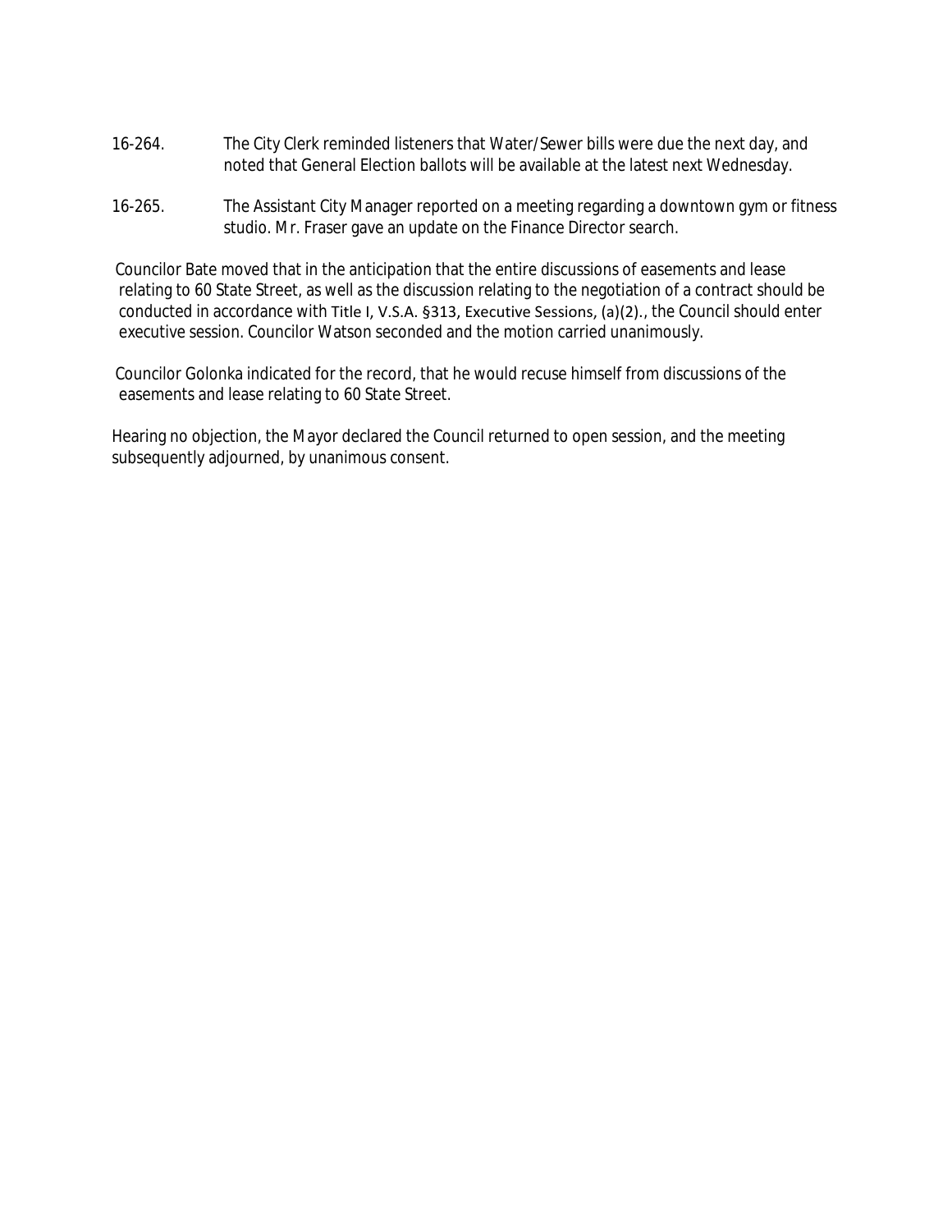16-264. The City Clerk reminded listeners that Water/Sewer bills were due the next day, and noted that General Election ballots will be available at the latest next Wednesday.

16-265. The Assistant City Manager reported on a meeting regarding a downtown gym or fitness studio. Mr. Fraser gave an update on the Finance Director search.

Councilor Bate moved that in the anticipation that the entire discussions of easements and lease relating to 60 State Street, as well as the discussion relating to the negotiation of a contract should be conducted in accordance with Title I, V.S.A. §313, Executive Sessions, (a)(2)., the Council should enter executive session. Councilor Watson seconded and the motion carried unanimously.

Councilor Golonka indicated for the record, that he would recuse himself from discussions of the easements and lease relating to 60 State Street.

Hearing no objection, the Mayor declared the Council returned to open session, and the meeting subsequently adjourned, by unanimous consent.